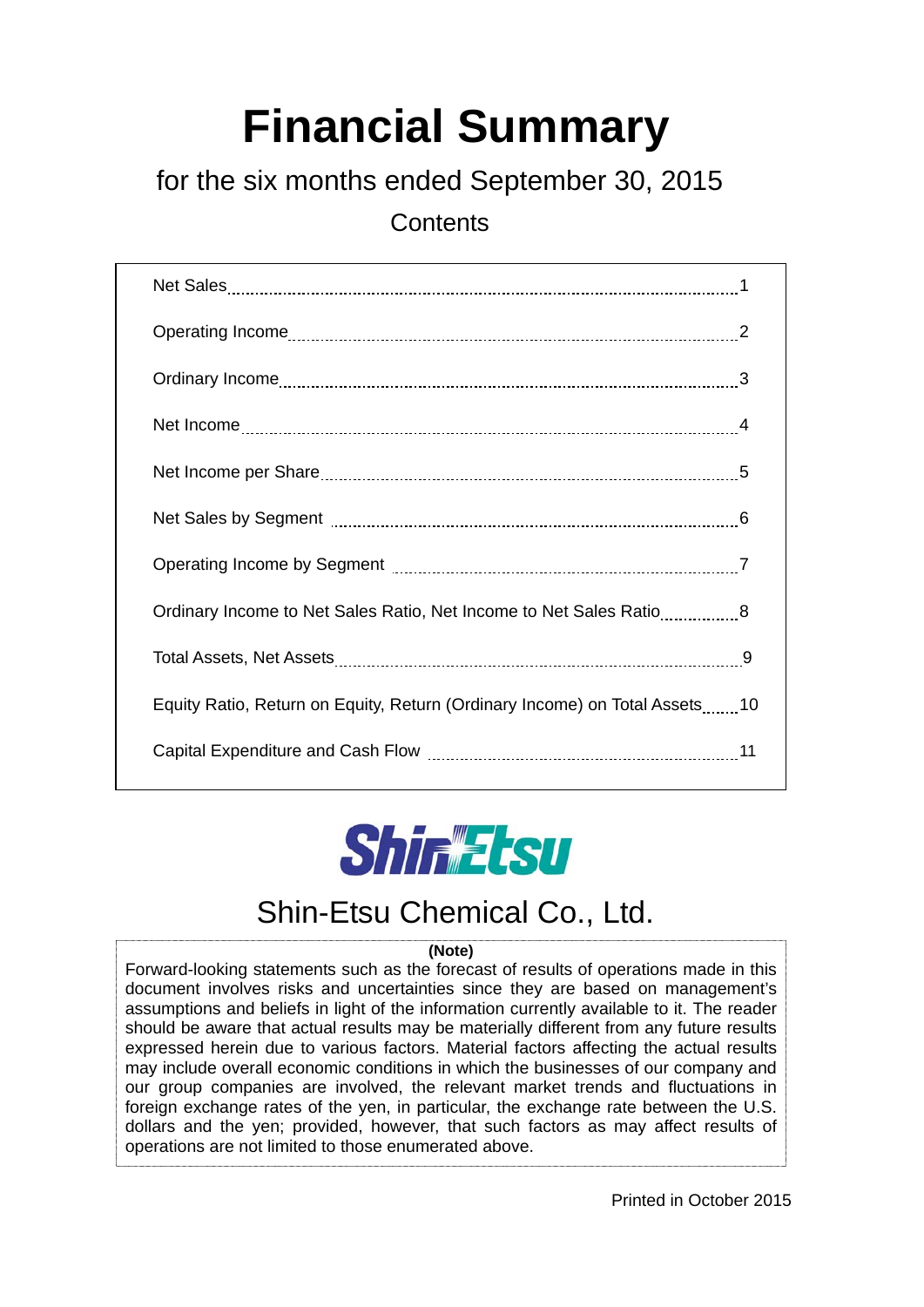# Financial Summary

## for the six months ended September 30, 2015

### Contents

| | |
|---|---|
| Net Sales | 1 |
| Operating Income | 2 |
| Ordinary Income | 3 |
| Net Income | 4 |
| Net Income per Share | 5 |
| Net Sales by Segment | 6 |
| Operating Income by Segment | 7 |
| Ordinary Income to Net Sales Ratio, Net Income to Net Sales Ratio | 8 |
| Total Assets, Net Assets | 9 |
| Equity Ratio, Return on Equity, Return (Ordinary Income) on Total Assets | 10 |
| Capital Expenditure and Cash Flow | 11 |

**ShinEtsu**

Shin-Etsu Chemical Co., Ltd.

**(Note)**

Forward-looking statements such as the forecast of results of operations made in this document involves risks and uncertainties since they are based on management's assumptions and beliefs in light of the information currently available to it. The reader should be aware that actual results may be materially different from any future results expressed herein due to various factors. Material factors affecting the actual results may include overall economic conditions in which the businesses of our company and our group companies are involved, the relevant market trends and fluctuations in foreign exchange rates of the yen, in particular, the exchange rate between the U.S. dollars and the yen; provided, however, that such factors as may affect results of operations are not limited to those enumerated above.

Printed in October 2015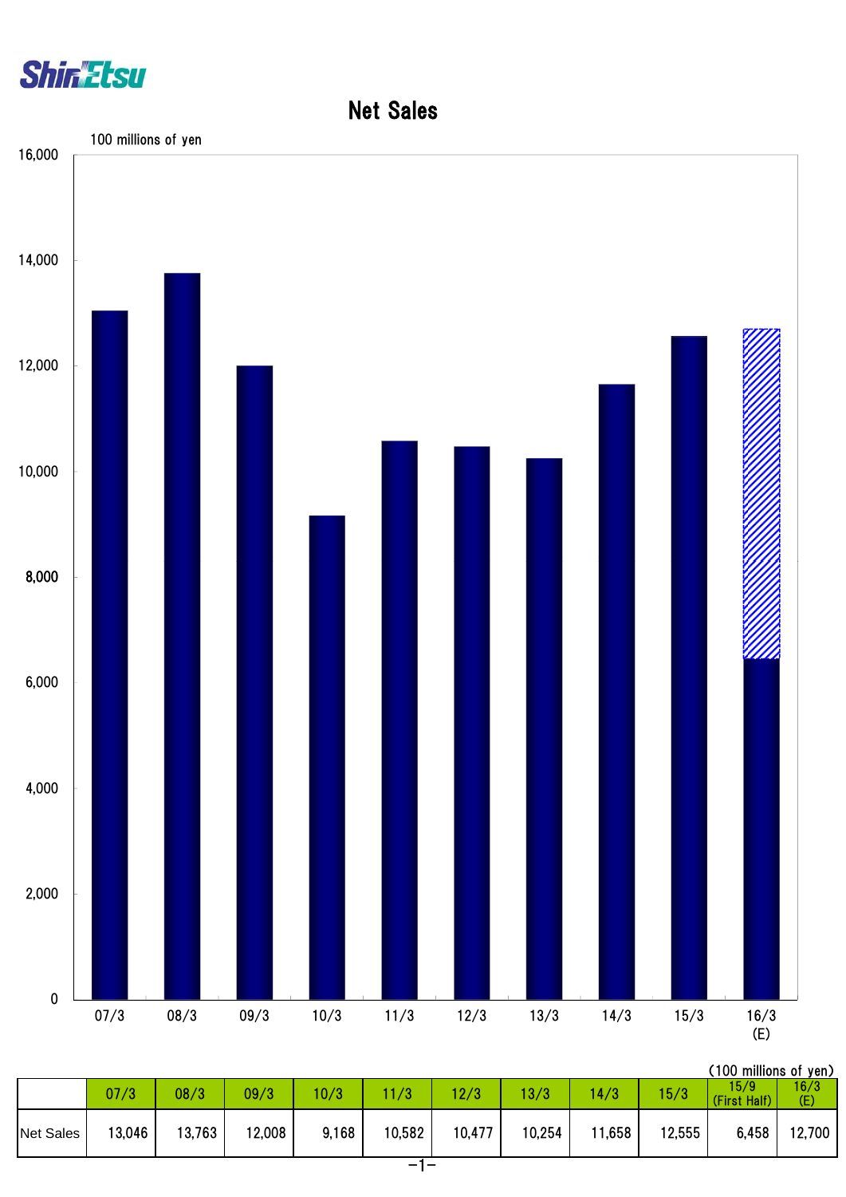# Net Sales

100 millions of yen

(100 millions of yen)

| | 07/3 | 08/3 | 09/3 | 10/3 | 11/3 | 12/3 | 13/3 | 14/3 | 15/3 | 15/9 (First Half) | 16/3 (E) |
|---|---|---|---|---|---|---|---|---|---|---|---|
| Net Sales | 13,046 | 13,763 | 12,008 | 9,168 | 10,582 | 10,477 | 10,254 | 11,658 | 12,555 | 6,458 | 12,700 |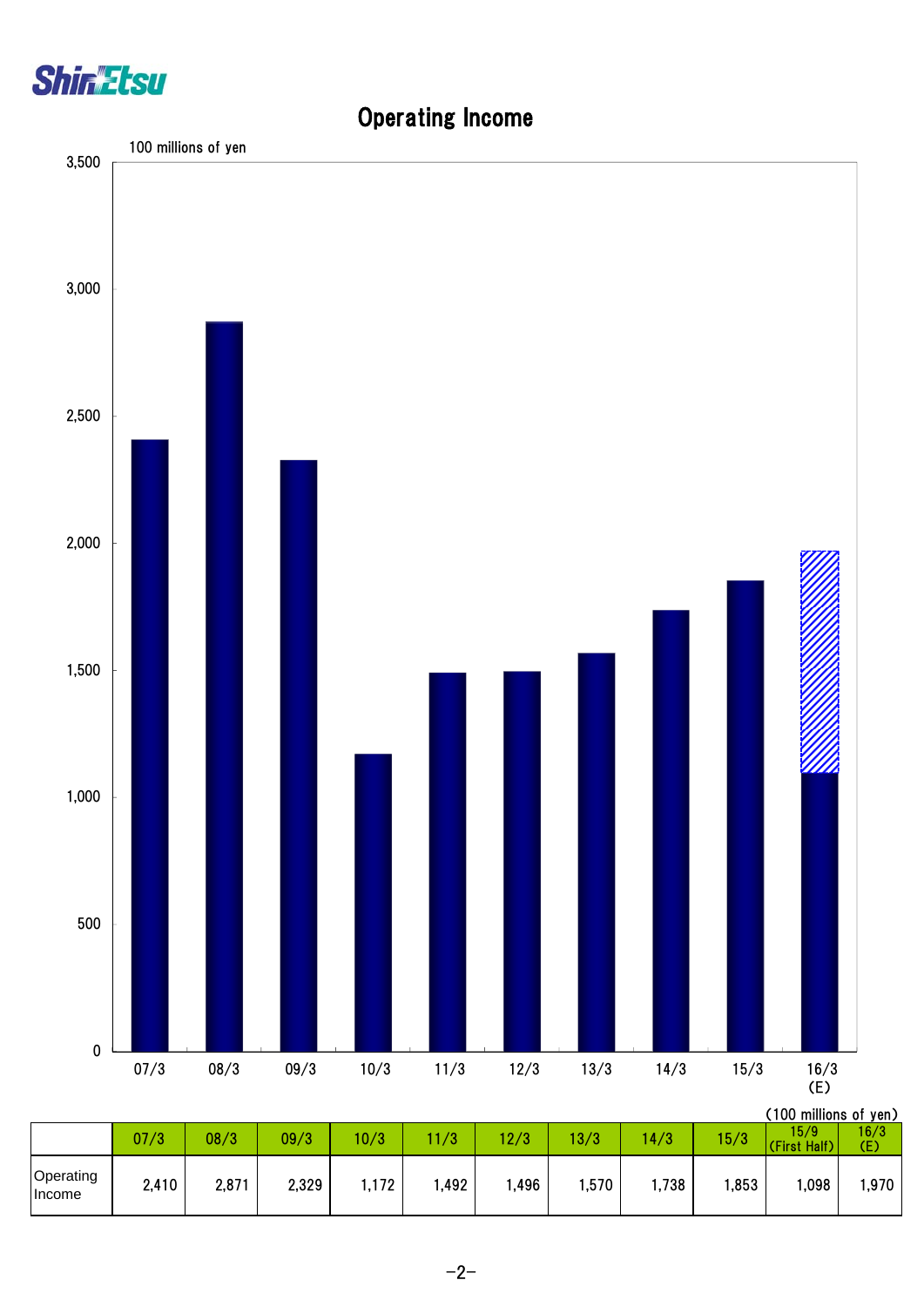# Operating Income

(100 millions of yen)

| | 07/3 | 08/3 | 09/3 | 10/3 | 11/3 | 12/3 | 13/3 | 14/3 | 15/3 | 15/9 (First Half) | 16/3 (E) |
|---|---|---|---|---|---|---|---|---|---|---|---|
| Operating Income | 2,410 | 2,871 | 2,329 | 1,172 | 1,492 | 1,496 | 1,570 | 1,738 | 1,853 | 1,098 | 1,970 |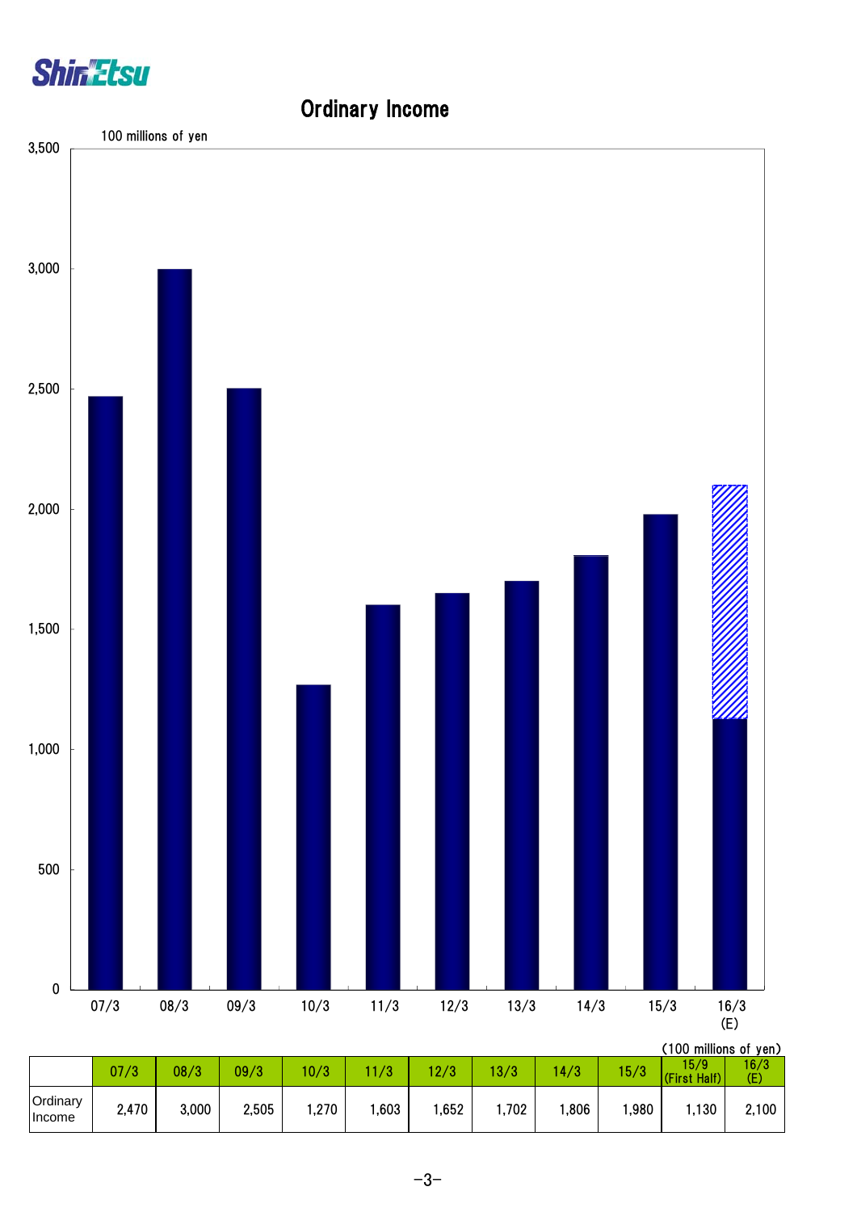# Ordinary Income

(100 millions of yen)

| | 07/3 | 08/3 | 09/3 | 10/3 | 11/3 | 12/3 | 13/3 | 14/3 | 15/3 | 15/9 (First Half) | 16/3 (E) |
|---|---|---|---|---|---|---|---|---|---|---|---|
| Ordinary Income | 2,470 | 3,000 | 2,505 | 1,270 | 1,603 | 1,652 | 1,702 | 1,806 | 1,980 | 1,130 | 2,100 |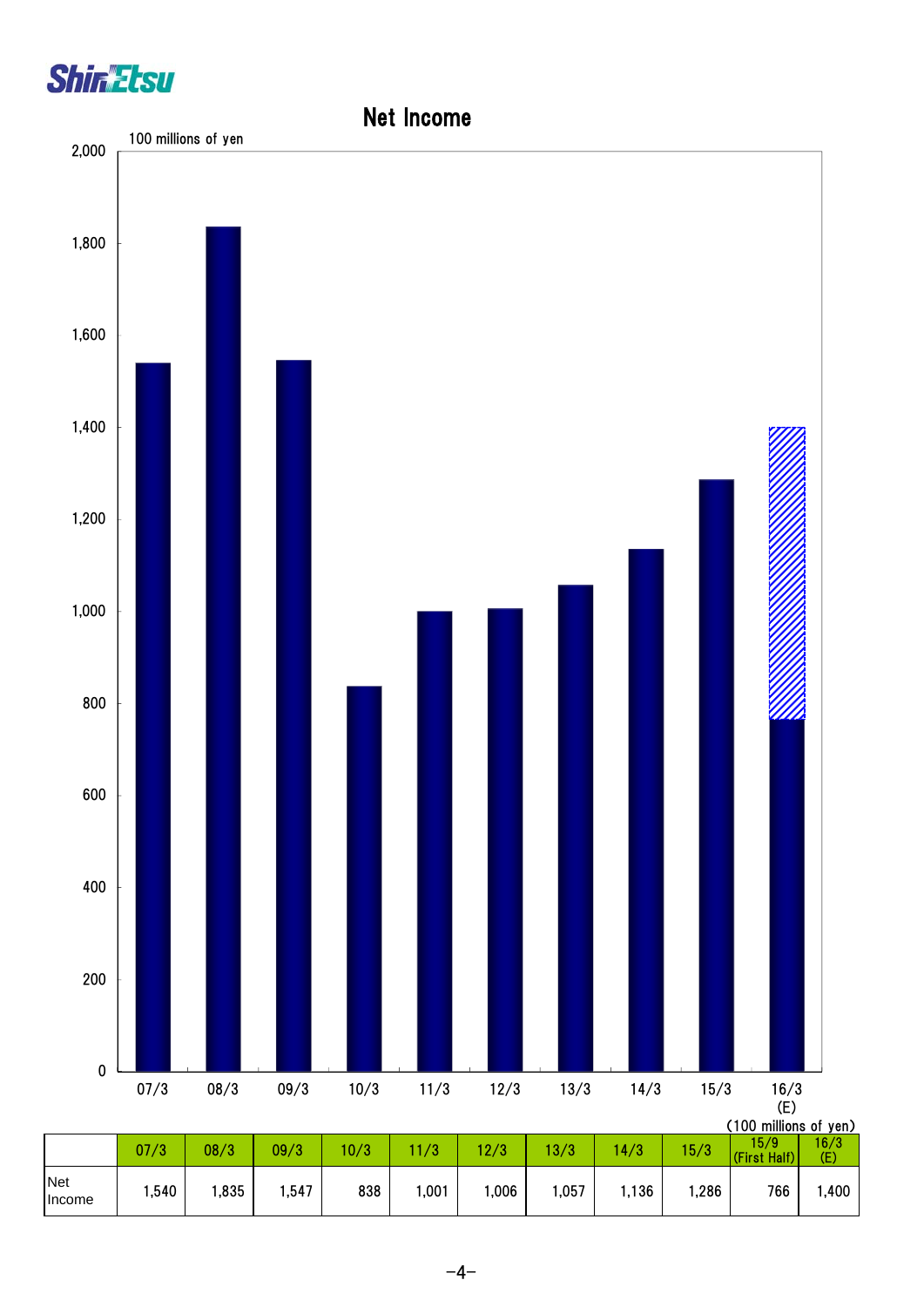# Net Income

100 millions of yen

(100 millions of yen)

| | 07/3 | 08/3 | 09/3 | 10/3 | 11/3 | 12/3 | 13/3 | 14/3 | 15/3 | 15/9 (First Half) | 16/3 (E) |
|---|---|---|---|---|---|---|---|---|---|---|---|
| Net Income | 1,540 | 1,835 | 1,547 | 838 | 1,001 | 1,006 | 1,057 | 1,136 | 1,286 | 766 | 1,400 |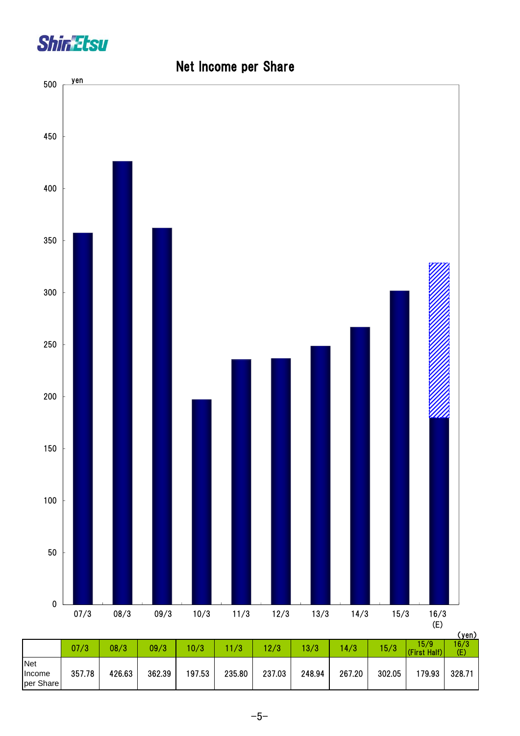# Net Income per Share

(yen)

| | 07/3 | 08/3 | 09/3 | 10/3 | 11/3 | 12/3 | 13/3 | 14/3 | 15/3 | 15/9 (First Half) | 16/3 (E) |
|---|---|---|---|---|---|---|---|---|---|---|---|
| Net Income per Share | 357.78 | 426.63 | 362.39 | 197.53 | 235.80 | 237.03 | 248.94 | 267.20 | 302.05 | 179.93 | 328.71 |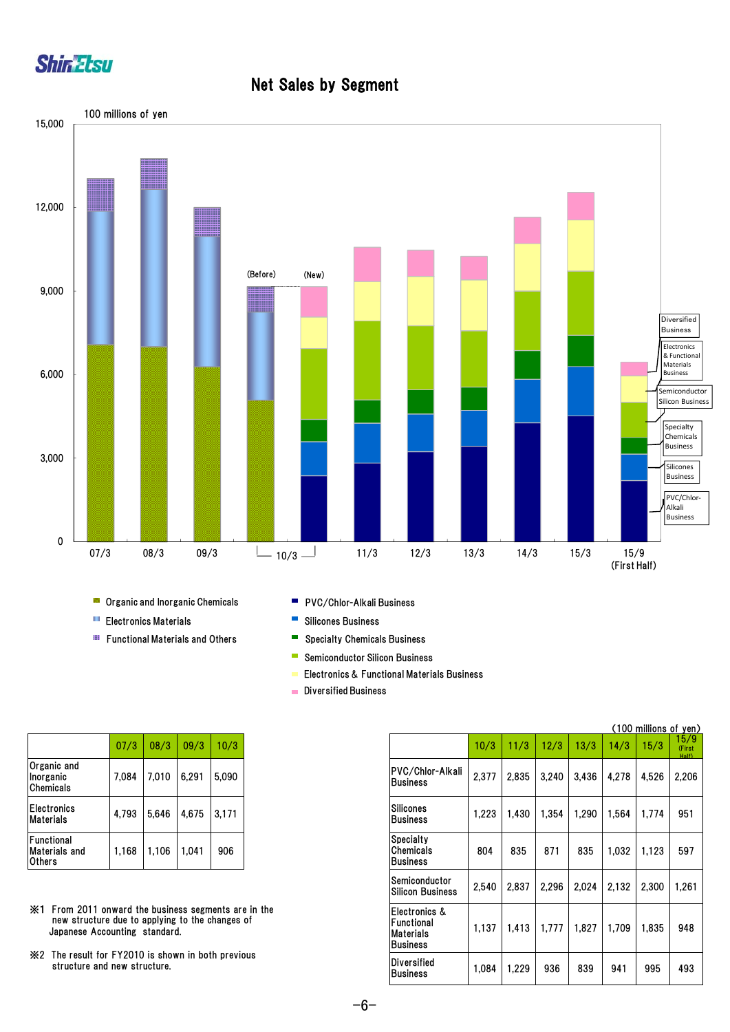# Net Sales by Segment

100 millions of yen

Organic and Inorganic Chemicals
Electronics Materials
Functional Materials and Others

PVC/Chlor-Alkali Business
Silicones Business
Specialty Chemicals Business
Semiconductor Silicon Business
Electronics & Functional Materials Business
Diversified Business

| | 07/3 | 08/3 | 09/3 | 10/3 |
|---|---|---|---|---|
| Organic and Inorganic Chemicals | 7,084 | 7,010 | 6,291 | 5,090 |
| Electronics Materials | 4,793 | 5,646 | 4,675 | 3,171 |
| Functional Materials and Others | 1,168 | 1,106 | 1,041 | 906 |

※1 From 2011 onward the business segments are in the new structure due to applying to the changes of Japanese Accounting standard.

※2 The result for FY2010 is shown in both previous structure and new structure.

(100 millions of yen)

| | 10/3 | 11/3 | 12/3 | 13/3 | 14/3 | 15/3 | 15/9 (First Half) |
|---|---|---|---|---|---|---|---|
| PVC/Chlor-Alkali Business | 2,377 | 2,835 | 3,240 | 3,436 | 4,278 | 4,526 | 2,206 |
| Silicones Business | 1,223 | 1,430 | 1,354 | 1,290 | 1,564 | 1,774 | 951 |
| Specialty Chemicals Business | 804 | 835 | 871 | 835 | 1,032 | 1,123 | 597 |
| Semiconductor Silicon Business | 2,540 | 2,837 | 2,296 | 2,024 | 2,132 | 2,300 | 1,261 |
| Electronics & Functional Materials Business | 1,137 | 1,413 | 1,777 | 1,827 | 1,709 | 1,835 | 948 |
| Diversified Business | 1,084 | 1,229 | 936 | 839 | 941 | 995 | 493 |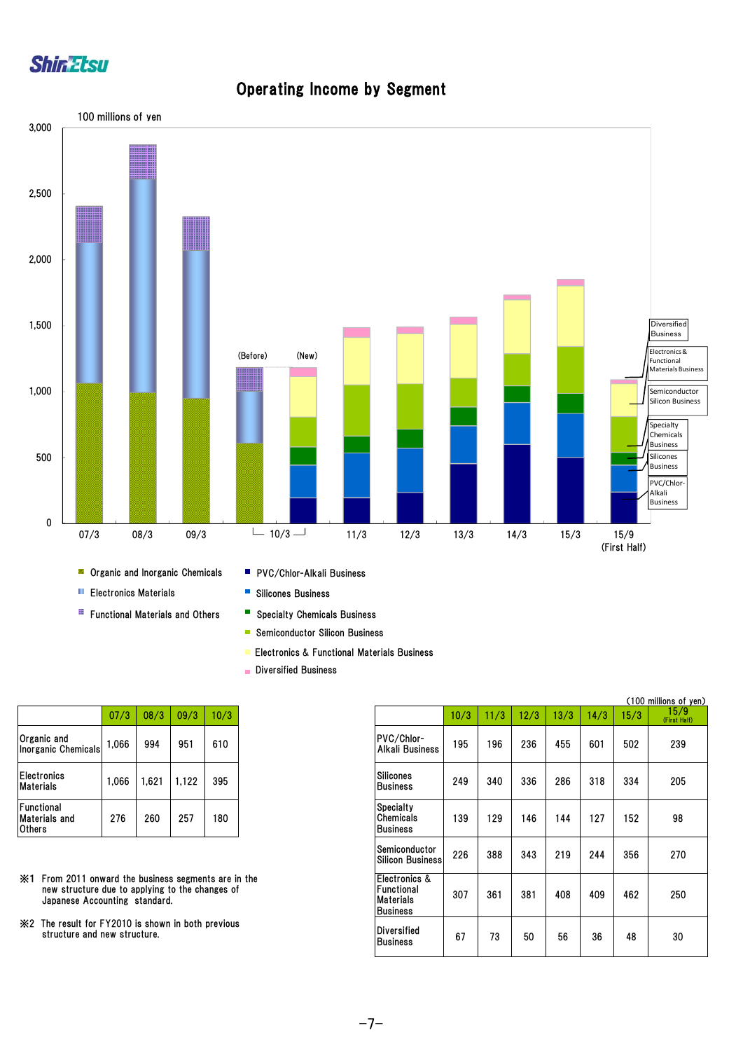# Operating Income by Segment

100 millions of yen

| | 07/3 | 08/3 | 09/3 | 10/3 |
|---|---|---|---|---|
| Organic and Inorganic Chemicals | 1,066 | 994 | 951 | 610 |
| Electronics Materials | 1,066 | 1,621 | 1,122 | 395 |
| Functional Materials and Others | 276 | 260 | 257 | 180 |

※1 From 2011 onward the business segments are in the new structure due to applying to the changes of Japanese Accounting standard.

※2 The result for FY2010 is shown in both previous structure and new structure.

(100 millions of yen)

| | 10/3 | 11/3 | 12/3 | 13/3 | 14/3 | 15/3 | 15/9 (First Half) |
|---|---|---|---|---|---|---|---|
| PVC/Chlor-Alkali Business | 195 | 196 | 236 | 455 | 601 | 502 | 239 |
| Silicones Business | 249 | 340 | 336 | 286 | 318 | 334 | 205 |
| Specialty Chemicals Business | 139 | 129 | 146 | 144 | 127 | 152 | 98 |
| Semiconductor Silicon Business | 226 | 388 | 343 | 219 | 244 | 356 | 270 |
| Electronics & Functional Materials Business | 307 | 361 | 381 | 408 | 409 | 462 | 250 |
| Diversified Business | 67 | 73 | 50 | 56 | 36 | 48 | 30 |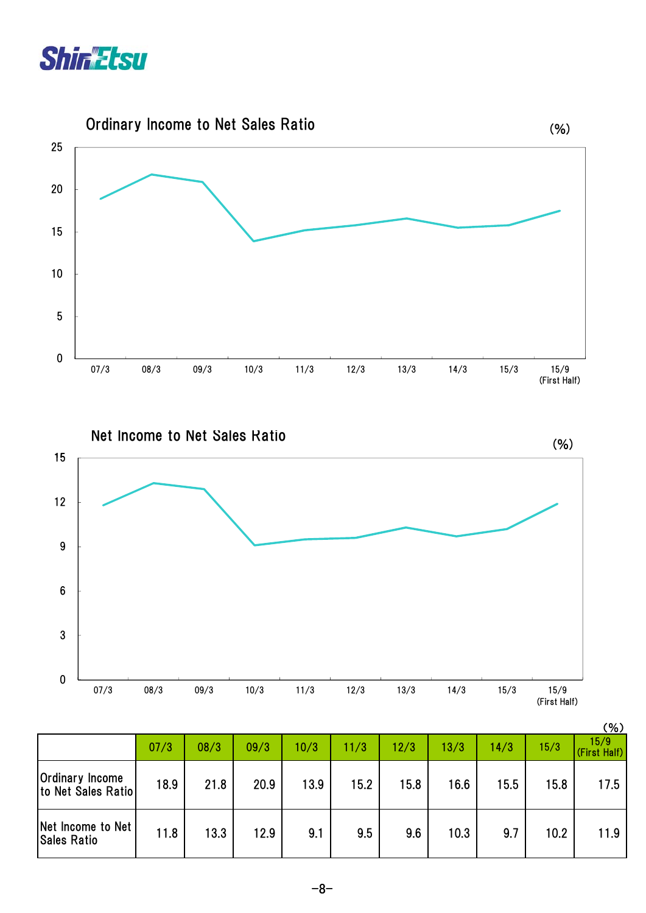## Ordinary Income to Net Sales Ratio

(%)

## Net Income to Net Sales Ratio

(%)

(%)

| | 07/3 | 08/3 | 09/3 | 10/3 | 11/3 | 12/3 | 13/3 | 14/3 | 15/3 | 15/9 (First Half) |
|---|---|---|---|---|---|---|---|---|---|---|
| Ordinary Income to Net Sales Ratio | 18.9 | 21.8 | 20.9 | 13.9 | 15.2 | 15.8 | 16.6 | 15.5 | 15.8 | 17.5 |
| Net Income to Net Sales Ratio | 11.8 | 13.3 | 12.9 | 9.1 | 9.5 | 9.6 | 10.3 | 9.7 | 10.2 | 11.9 |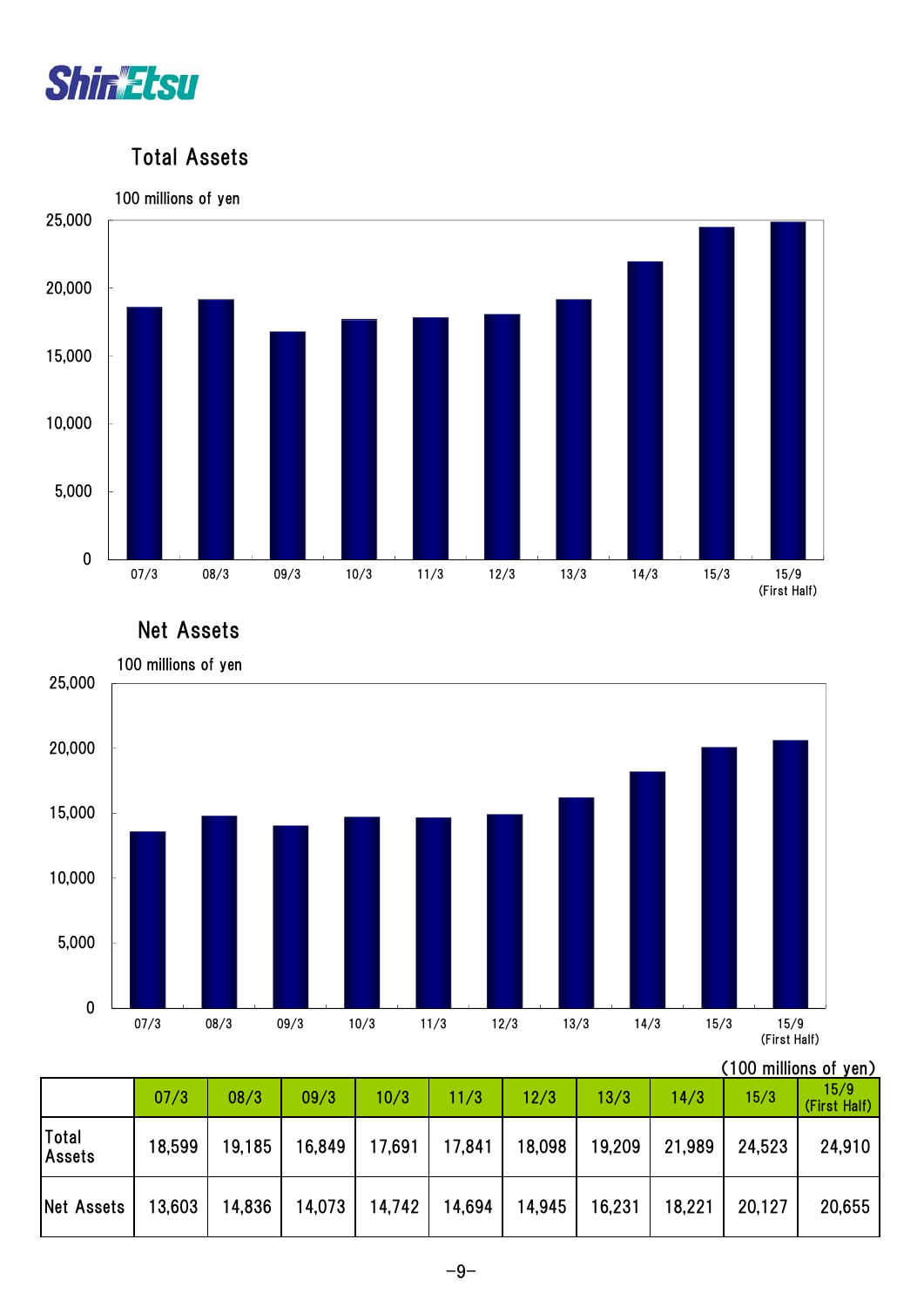## Total Assets

100 millions of yen

## Net Assets

100 millions of yen

(100 millions of yen)

| | 07/3 | 08/3 | 09/3 | 10/3 | 11/3 | 12/3 | 13/3 | 14/3 | 15/3 | 15/9 (First Half) |
|---|---|---|---|---|---|---|---|---|---|---|
| Total Assets | 18,599 | 19,185 | 16,849 | 17,691 | 17,841 | 18,098 | 19,209 | 21,989 | 24,523 | 24,910 |
| Net Assets | 13,603 | 14,836 | 14,073 | 14,742 | 14,694 | 14,945 | 16,231 | 18,221 | 20,127 | 20,655 |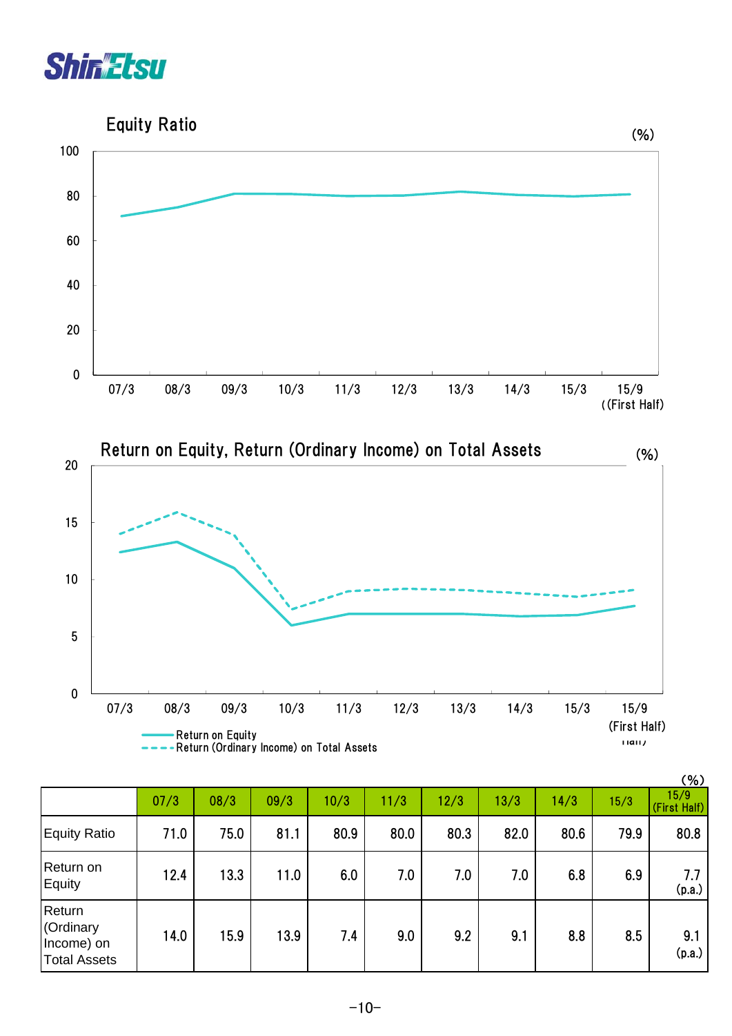## Equity Ratio

(%)

## Return on Equity, Return (Ordinary Income) on Total Assets

(%)

Return on Equity
Return (Ordinary Income) on Total Assets

(%)

| | 07/3 | 08/3 | 09/3 | 10/3 | 11/3 | 12/3 | 13/3 | 14/3 | 15/3 | 15/9 (First Half) |
|---|---|---|---|---|---|---|---|---|---|---|
| Equity Ratio | 71.0 | 75.0 | 81.1 | 80.9 | 80.0 | 80.3 | 82.0 | 80.6 | 79.9 | 80.8 |
| Return on Equity | 12.4 | 13.3 | 11.0 | 6.0 | 7.0 | 7.0 | 7.0 | 6.8 | 6.9 | 7.7 (p.a.) |
| Return (Ordinary Income) on Total Assets | 14.0 | 15.9 | 13.9 | 7.4 | 9.0 | 9.2 | 9.1 | 8.8 | 8.5 | 9.1 (p.a.) |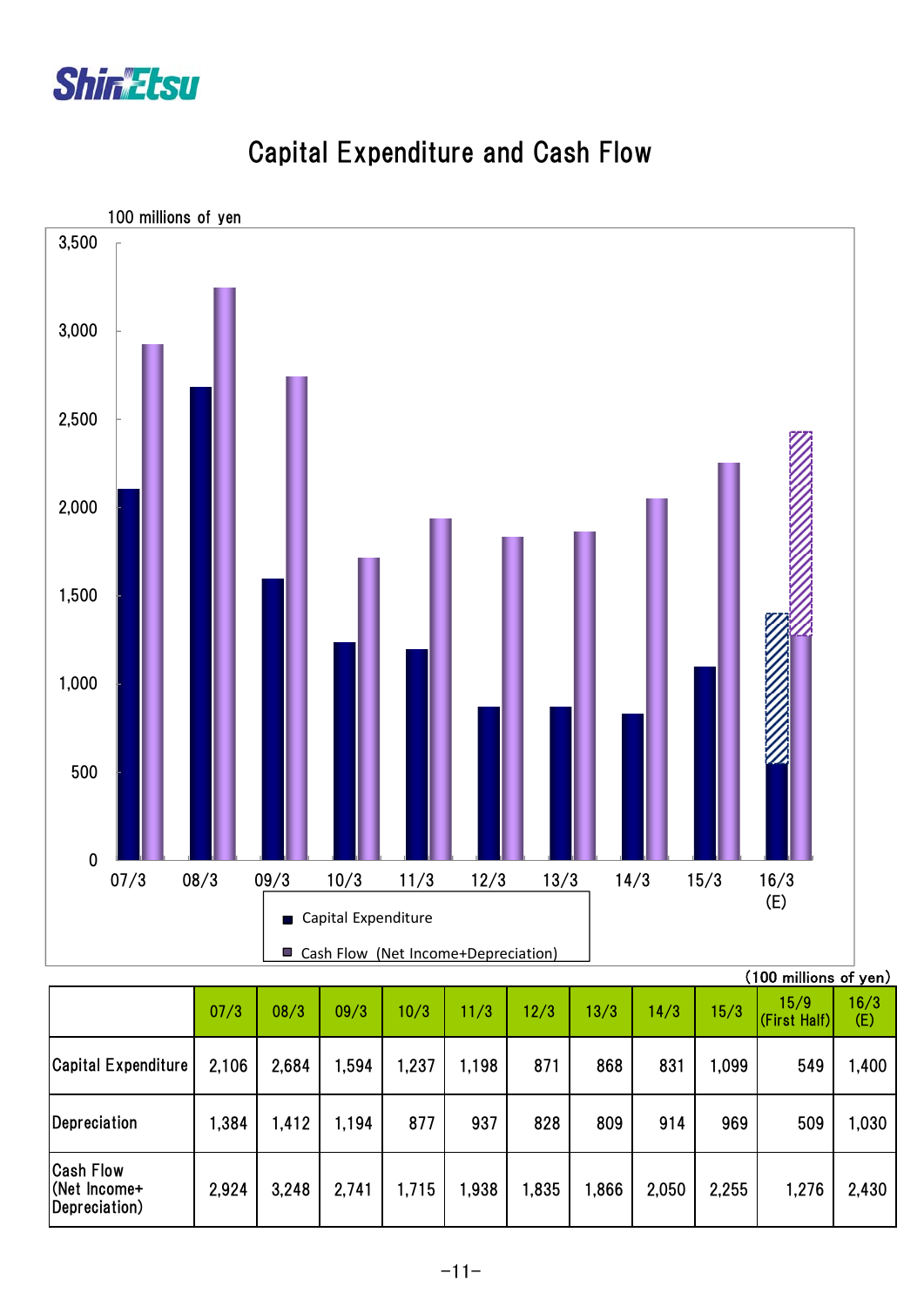# Capital Expenditure and Cash Flow

100 millions of yen

3,500
3,000
2,500
2,000
1,500
1,000
500
0

07/3 08/3 09/3 10/3 11/3 12/3 13/3 14/3 15/3 16/3 (E)

Capital Expenditure

Cash Flow (Net Income+Depreciation)

(100 millions of yen)

| | 07/3 | 08/3 | 09/3 | 10/3 | 11/3 | 12/3 | 13/3 | 14/3 | 15/3 | 15/9 (First Half) | 16/3 (E) |
|---|---|---|---|---|---|---|---|---|---|---|---|
| Capital Expenditure | 2,106 | 2,684 | 1,594 | 1,237 | 1,198 | 871 | 868 | 831 | 1,099 | 549 | 1,400 |
| Depreciation | 1,384 | 1,412 | 1,194 | 877 | 937 | 828 | 809 | 914 | 969 | 509 | 1,030 |
| Cash Flow (Net Income+ Depreciation) | 2,924 | 3,248 | 2,741 | 1,715 | 1,938 | 1,835 | 1,866 | 2,050 | 2,255 | 1,276 | 2,430 |